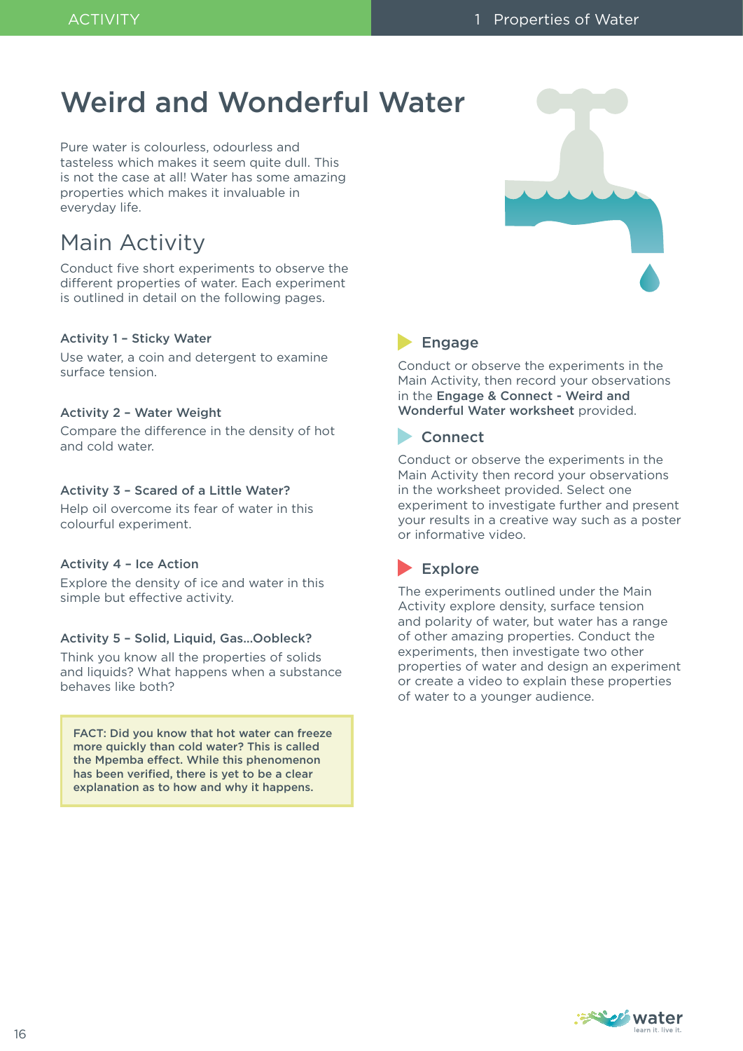# Weird and Wonderful Water

Pure water is colourless, odourless and tasteless which makes it seem quite dull. This is not the case at all! Water has some amazing properties which makes it invaluable in everyday life.

## Main Activity

Conduct five short experiments to observe the different properties of water. Each experiment is outlined in detail on the following pages.

### Activity 1 – Sticky Water

Use water, a coin and detergent to examine surface tension.

### Activity 2 – Water Weight

Compare the difference in the density of hot and cold water.

### Activity 3 – Scared of a Little Water?

Help oil overcome its fear of water in this colourful experiment.

### Activity 4 – Ice Action

Explore the density of ice and water in this simple but effective activity.

### Activity 5 – Solid, Liquid, Gas...Oobleck?

Think you know all the properties of solids and liquids? What happens when a substance behaves like both?

**FACT: Did you know that hot water can freeze more quickly than cold water? This is called the Mpemba effect. While this phenomenon has been verified, there is yet to be a clear explanation as to how and why it happens.**

## Engage

Conduct or observe the experiments in the Main Activity, then record your observations in the **Engage & Connect - Weird and Wonderful Water worksheet** provided.

## Connect

Conduct or observe the experiments in the Main Activity then record your observations in the worksheet provided. Select one experiment to investigate further and present your results in a creative way such as a poster or informative video.

## Explore

The experiments outlined under the Main Activity explore density, surface tension and polarity of water, but water has a range of other amazing properties. Conduct the experiments, then investigate two other properties of water and design an experiment or create a video to explain these properties of water to a younger audience.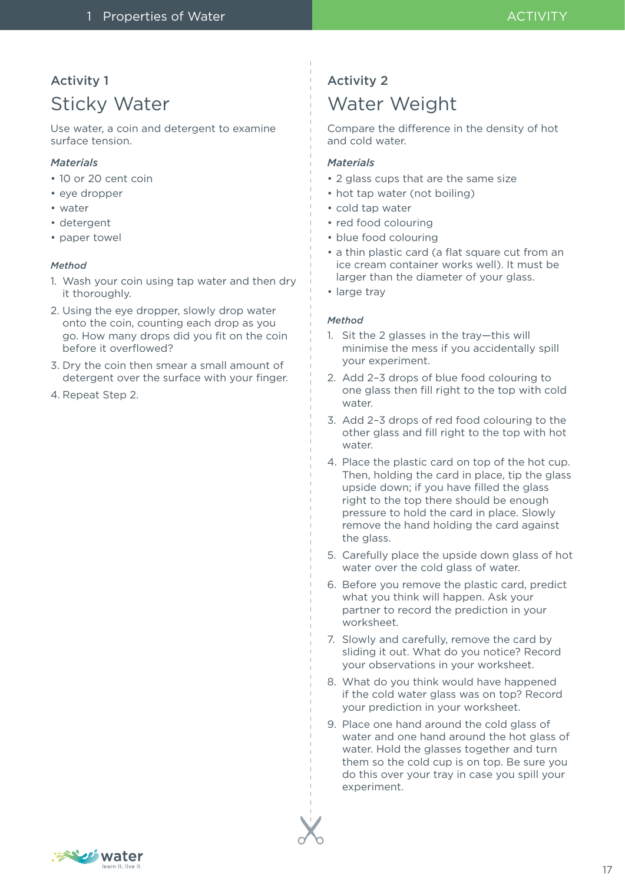## Activity 1

# Sticky Water

Use water, a coin and detergent to examine surface tension.

*Materials*

- 10 or 20 cent coin
- eye dropper
- water
- detergent
- paper towel

*Method*

1. Wash your coin using tap water and then dry it thoroughly.
2. Using the eye dropper, slowly drop water onto the coin, counting each drop as you go. How many drops did you fit on the coin before it overflowed?
3. Dry the coin then smear a small amount of detergent over the surface with your finger.
4. Repeat Step 2.

## Activity 2

# Water Weight

Compare the difference in the density of hot and cold water.

*Materials*

- 2 glass cups that are the same size
- hot tap water (not boiling)
- cold tap water
- red food colouring
- blue food colouring
- a thin plastic card (a flat square cut from an ice cream container works well). It must be larger than the diameter of your glass.
- large tray

*Method*

1. Sit the 2 glasses in the tray—this will minimise the mess if you accidentally spill your experiment.
2. Add 2–3 drops of blue food colouring to one glass then fill right to the top with cold water.
3. Add 2–3 drops of red food colouring to the other glass and fill right to the top with hot water.
4. Place the plastic card on top of the hot cup. Then, holding the card in place, tip the glass upside down; if you have filled the glass right to the top there should be enough pressure to hold the card in place. Slowly remove the hand holding the card against the glass.
5. Carefully place the upside down glass of hot water over the cold glass of water.
6. Before you remove the plastic card, predict what you think will happen. Ask your partner to record the prediction in your worksheet.
7. Slowly and carefully, remove the card by sliding it out. What do you notice? Record your observations in your worksheet.
8. What do you think would have happened if the cold water glass was on top? Record your prediction in your worksheet.
9. Place one hand around the cold glass of water and one hand around the hot glass of water. Hold the glasses together and turn them so the cold cup is on top. Be sure you do this over your tray in case you spill your experiment.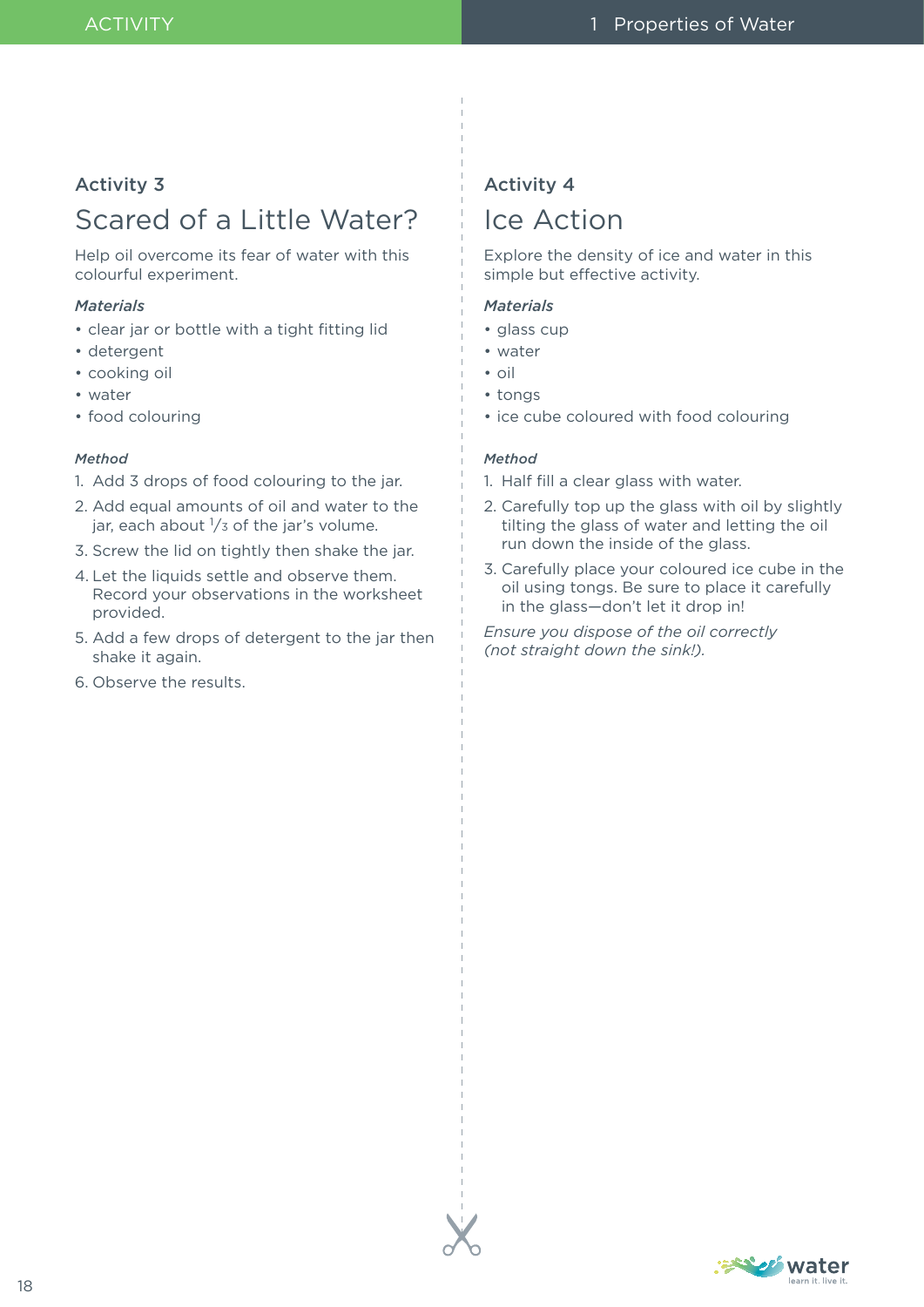Activity 3

## Scared of a Little Water?

Help oil overcome its fear of water with this colourful experiment.

*Materials*

- clear jar or bottle with a tight fitting lid
- detergent
- cooking oil
- water
- food colouring

*Method*

1. Add 3 drops of food colouring to the jar.
2. Add equal amounts of oil and water to the jar, each about 1/3 of the jar's volume.
3. Screw the lid on tightly then shake the jar.
4. Let the liquids settle and observe them. Record your observations in the worksheet provided.
5. Add a few drops of detergent to the jar then shake it again.
6. Observe the results.

Activity 4

## Ice Action

Explore the density of ice and water in this simple but effective activity.

*Materials*

- glass cup
- water
- oil
- tongs
- ice cube coloured with food colouring

*Method*

1. Half fill a clear glass with water.
2. Carefully top up the glass with oil by slightly tilting the glass of water and letting the oil run down the inside of the glass.
3. Carefully place your coloured ice cube in the oil using tongs. Be sure to place it carefully in the glass—don't let it drop in!

*Ensure you dispose of the oil correctly (not straight down the sink!).*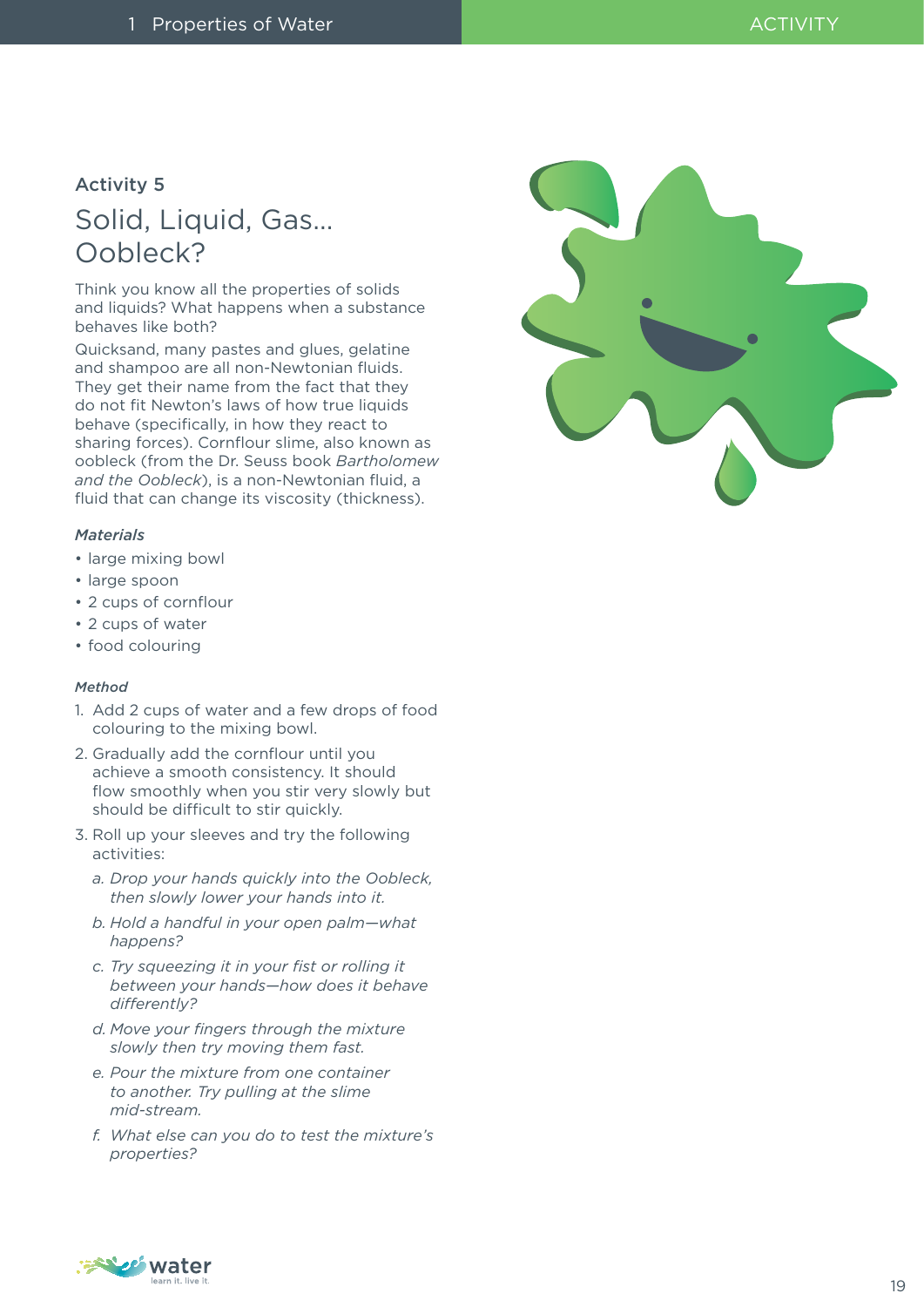## Activity 5

# Solid, Liquid, Gas… Oobleck?

Think you know all the properties of solids and liquids? What happens when a substance behaves like both?

Quicksand, many pastes and glues, gelatine and shampoo are all non-Newtonian fluids. They get their name from the fact that they do not fit Newton's laws of how true liquids behave (specifically, in how they react to sharing forces). Cornflour slime, also known as oobleck (from the Dr. Seuss book *Bartholomew and the Oobleck*), is a non-Newtonian fluid, a fluid that can change its viscosity (thickness).

*Materials*

- large mixing bowl
- large spoon
- 2 cups of cornflour
- 2 cups of water
- food colouring

*Method*

1. Add 2 cups of water and a few drops of food colouring to the mixing bowl.
2. Gradually add the cornflour until you achieve a smooth consistency. It should flow smoothly when you stir very slowly but should be difficult to stir quickly.
3. Roll up your sleeves and try the following activities:
   a. *Drop your hands quickly into the Oobleck, then slowly lower your hands into it.*
   b. *Hold a handful in your open palm—what happens?*
   c. *Try squeezing it in your fist or rolling it between your hands—how does it behave differently?*
   d. *Move your fingers through the mixture slowly then try moving them fast.*
   e. *Pour the mixture from one container to another. Try pulling at the slime mid-stream.*
   f. *What else can you do to test the mixture's properties?*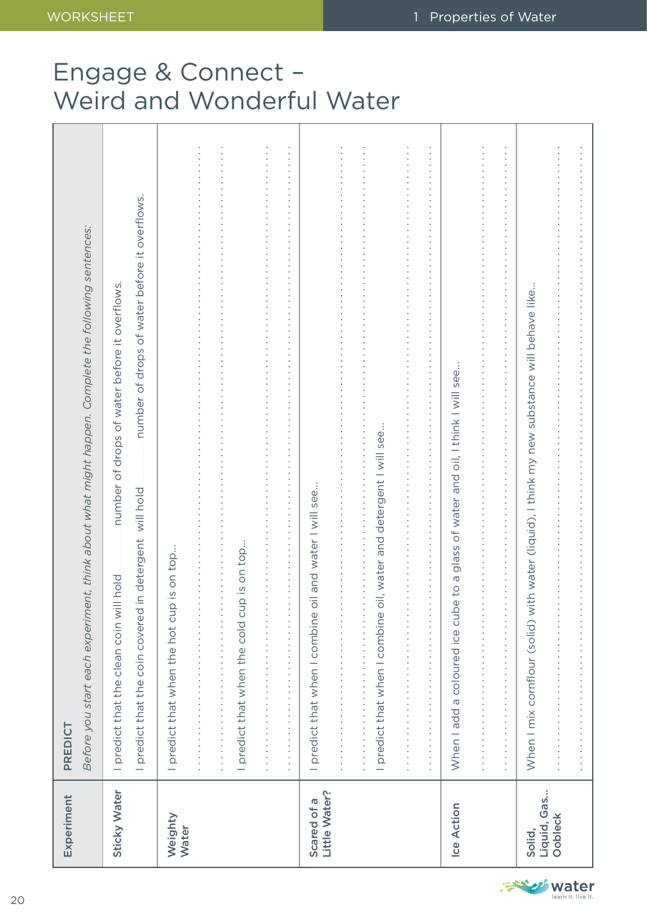# Engage & Connect – Weird and Wonderful Water

| Experiment | PREDICT<br>*Before you start each experiment, think about what might happen. Complete the following sentences:* |
|---|---|
| Sticky Water | I predict that the clean coin will hold ........ number of drops of water before it overflows.<br>I predict that the coin covered in detergent will hold ........ number of drops of water before it overflows. |
| Weighty Water | I predict that when the hot cup is on top...<br>..............................................................................<br>..............................................................................<br>I predict that when the cold cup is on top...<br>..............................................................................<br>.............................................................................. |
| Scared of a Little Water? | I predict that when I combine oil and water I will see...<br>..............................................................................<br>..............................................................................<br>I predict that when I combine oil, water and detergent I will see...<br>..............................................................................<br>.............................................................................. |
| Ice Action | When I add a coloured ice cube to a glass of water and oil, I think I will see...<br>..............................................................................<br>.............................................................................. |
| Solid, Liquid, Gas... Oobleck | When I mix cornflour (solid) with water (liquid), I think my new substance will behave like...<br>..............................................................................<br>.............................................................................. |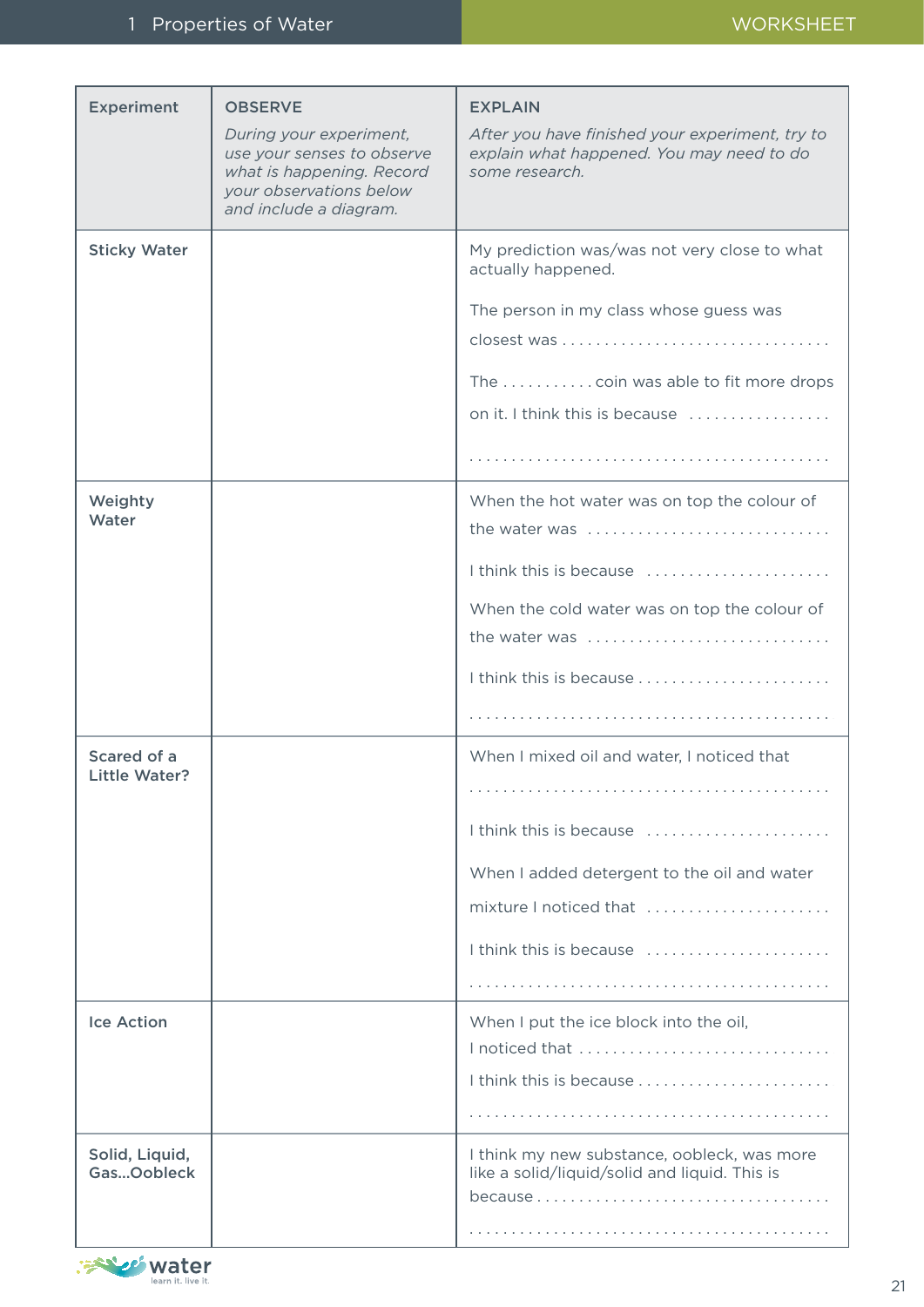| Experiment | OBSERVE<br>*During your experiment, use your senses to observe what is happening. Record your observations below and include a diagram.* | EXPLAIN<br>*After you have finished your experiment, try to explain what happened. You may need to do some research.* |
|---|---|---|
| **Sticky Water** | | My prediction was/was not very close to what actually happened.<br>The person in my class whose guess was closest was . . . . . . . . . . . . . . . . . . . . . . . . . . . . . . .<br>The . . . . . . . . . . . coin was able to fit more drops on it. I think this is because . . . . . . . . . . . . . . . . .<br>. . . . . . . . . . . . . . . . . . . . . . . . . . . . . . . . . . . . . . . . . |
| **Weighty Water** | | When the hot water was on top the colour of the water was . . . . . . . . . . . . . . . . . . . . . . . . . . . .<br>I think this is because . . . . . . . . . . . . . . . . . . . . . .<br>When the cold water was on top the colour of the water was . . . . . . . . . . . . . . . . . . . . . . . . . . . .<br>I think this is because . . . . . . . . . . . . . . . . . . . . . . .<br>. . . . . . . . . . . . . . . . . . . . . . . . . . . . . . . . . . . . . . . . . |
| **Scared of a Little Water?** | | When I mixed oil and water, I noticed that<br>. . . . . . . . . . . . . . . . . . . . . . . . . . . . . . . . . . . . . . . . .<br>I think this is because . . . . . . . . . . . . . . . . . . . . . .<br>When I added detergent to the oil and water mixture I noticed that . . . . . . . . . . . . . . . . . . . . . .<br>I think this is because . . . . . . . . . . . . . . . . . . . . . .<br>. . . . . . . . . . . . . . . . . . . . . . . . . . . . . . . . . . . . . . . . . |
| **Ice Action** | | When I put the ice block into the oil, I noticed that . . . . . . . . . . . . . . . . . . . . . . . . . . . . . .<br>I think this is because . . . . . . . . . . . . . . . . . . . . . . .<br>. . . . . . . . . . . . . . . . . . . . . . . . . . . . . . . . . . . . . . . . . |
| **Solid, Liquid, Gas...Oobleck** | | I think my new substance, oobleck, was more like a solid/liquid/solid and liquid. This is because . . . . . . . . . . . . . . . . . . . . . . . . . . . . . . . . . .<br>. . . . . . . . . . . . . . . . . . . . . . . . . . . . . . . . . . . . . . . . . |